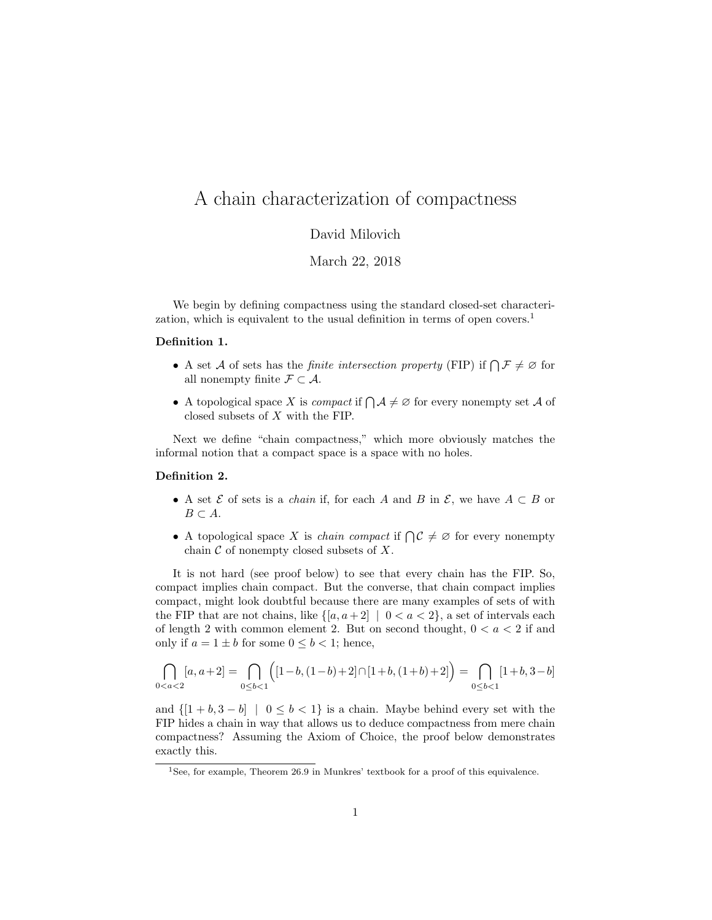# A chain characterization of compactness

David Milovich

March 22, 2018

We begin by defining compactness using the standard closed-set characterization, which is equivalent to the usual definition in terms of open covers.[1]

**Definition 1.**

- A set $\mathcal{A}$ of sets has the *finite intersection property* (FIP) if $\bigcap \mathcal{F} \neq \varnothing$ for all nonempty finite $\mathcal{F} \subset \mathcal{A}$.
- A topological space $X$ is *compact* if $\bigcap \mathcal{A} \neq \varnothing$ for every nonempty set $\mathcal{A}$ of closed subsets of $X$ with the FIP.

Next we define "chain compactness," which more obviously matches the informal notion that a compact space is a space with no holes.

**Definition 2.**

- A set $\mathcal{E}$ of sets is a *chain* if, for each $A$ and $B$ in $\mathcal{E}$, we have $A \subset B$ or $B \subset A$.
- A topological space $X$ is *chain compact* if $\bigcap \mathcal{C} \neq \varnothing$ for every nonempty chain $\mathcal{C}$ of nonempty closed subsets of $X$.

It is not hard (see proof below) to see that every chain has the FIP. So, compact implies chain compact. But the converse, that chain compact implies compact, might look doubtful because there are many examples of sets of with the FIP that are not chains, like $\{[a, a+2] \mid 0 < a < 2\}$, a set of intervals each of length 2 with common element 2. But on second thought, $0 < a < 2$ if and only if $a = 1 \pm b$ for some $0 \leq b < 1$; hence,

$$\bigcap_{0<a<2} [a, a+2] = \bigcap_{0 \leq b < 1} \Big( [1-b, (1-b)+2] \cap [1+b, (1+b)+2] \Big) = \bigcap_{0 \leq b < 1} [1+b, 3-b]$$

and $\{[1+b, 3-b] \mid 0 \leq b < 1\}$ is a chain. Maybe behind every set with the FIP hides a chain in way that allows us to deduce compactness from mere chain compactness? Assuming the Axiom of Choice, the proof below demonstrates exactly this.

[1] See, for example, Theorem 26.9 in Munkres' textbook for a proof of this equivalence.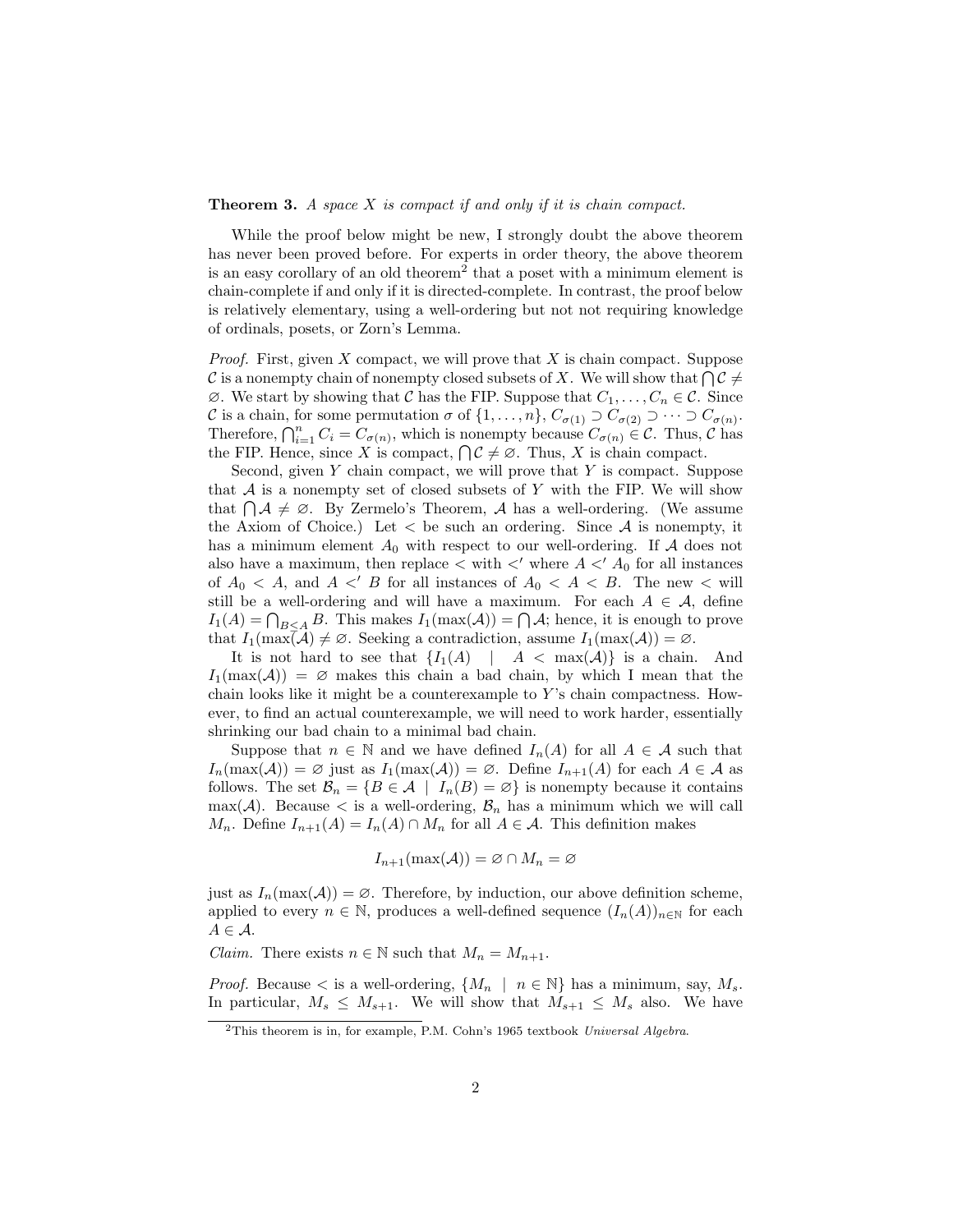**Theorem 3.** *A space $X$ is compact if and only if it is chain compact.*

While the proof below might be new, I strongly doubt the above theorem has never been proved before. For experts in order theory, the above theorem is an easy corollary of an old theorem[2] that a poset with a minimum element is chain-complete if and only if it is directed-complete. In contrast, the proof below is relatively elementary, using a well-ordering but not not requiring knowledge of ordinals, posets, or Zorn's Lemma.

*Proof.* First, given $X$ compact, we will prove that $X$ is chain compact. Suppose $\mathcal{C}$ is a nonempty chain of nonempty closed subsets of $X$. We will show that $\bigcap \mathcal{C} \neq \varnothing$. We start by showing that $\mathcal{C}$ has the FIP. Suppose that $C_1, \ldots, C_n \in \mathcal{C}$. Since $\mathcal{C}$ is a chain, for some permutation $\sigma$ of $\{1, \ldots, n\}$, $C_{\sigma(1)} \supset C_{\sigma(2)} \supset \cdots \supset C_{\sigma(n)}$. Therefore, $\bigcap_{i=1}^{n} C_i = C_{\sigma(n)}$, which is nonempty because $C_{\sigma(n)} \in \mathcal{C}$. Thus, $\mathcal{C}$ has the FIP. Hence, since $X$ is compact, $\bigcap \mathcal{C} \neq \varnothing$. Thus, $X$ is chain compact.

Second, given $Y$ chain compact, we will prove that $Y$ is compact. Suppose that $\mathcal{A}$ is a nonempty set of closed subsets of $Y$ with the FIP. We will show that $\bigcap \mathcal{A} \neq \varnothing$. By Zermelo's Theorem, $\mathcal{A}$ has a well-ordering. (We assume the Axiom of Choice.) Let $<$ be such an ordering. Since $\mathcal{A}$ is nonempty, it has a minimum element $A_0$ with respect to our well-ordering. If $\mathcal{A}$ does not also have a maximum, then replace $<$ with $<'$ where $A <' A_0$ for all instances of $A_0 < A$, and $A <' B$ for all instances of $A_0 < A < B$. The new $<$ will still be a well-ordering and will have a maximum. For each $A \in \mathcal{A}$, define $I_1(A) = \bigcap_{B \leq A} B$. This makes $I_1(\max(\mathcal{A})) = \bigcap \mathcal{A}$; hence, it is enough to prove that $I_1(\max(\mathcal{A}) \neq \varnothing$. Seeking a contradiction, assume $I_1(\max(\mathcal{A})) = \varnothing$.

It is not hard to see that $\{I_1(A) \mid A < \max(\mathcal{A})\}$ is a chain. And $I_1(\max(\mathcal{A})) = \varnothing$ makes this chain a bad chain, by which I mean that the chain looks like it might be a counterexample to $Y$'s chain compactness. However, to find an actual counterexample, we will need to work harder, essentially shrinking our bad chain to a minimal bad chain.

Suppose that $n \in \mathbb{N}$ and we have defined $I_n(A)$ for all $A \in \mathcal{A}$ such that $I_n(\max(\mathcal{A})) = \varnothing$ just as $I_1(\max(\mathcal{A})) = \varnothing$. Define $I_{n+1}(A)$ for each $A \in \mathcal{A}$ as follows. The set $\mathcal{B}_n = \{B \in \mathcal{A} \mid I_n(B) = \varnothing\}$ is nonempty because it contains $\max(\mathcal{A})$. Because $<$ is a well-ordering, $\mathcal{B}_n$ has a minimum which we will call $M_n$. Define $I_{n+1}(A) = I_n(A) \cap M_n$ for all $A \in \mathcal{A}$. This definition makes

$$I_{n+1}(\max(\mathcal{A})) = \varnothing \cap M_n = \varnothing$$

just as $I_n(\max(\mathcal{A})) = \varnothing$. Therefore, by induction, our above definition scheme, applied to every $n \in \mathbb{N}$, produces a well-defined sequence $(I_n(A))_{n \in \mathbb{N}}$ for each $A \in \mathcal{A}$.

*Claim.* There exists $n \in \mathbb{N}$ such that $M_n = M_{n+1}$.

*Proof.* Because $<$ is a well-ordering, $\{M_n \mid n \in \mathbb{N}\}$ has a minimum, say, $M_s$. In particular, $M_s \leq M_{s+1}$. We will show that $M_{s+1} \leq M_s$ also. We have

[2] This theorem is in, for example, P.M. Cohn's 1965 textbook *Universal Algebra*.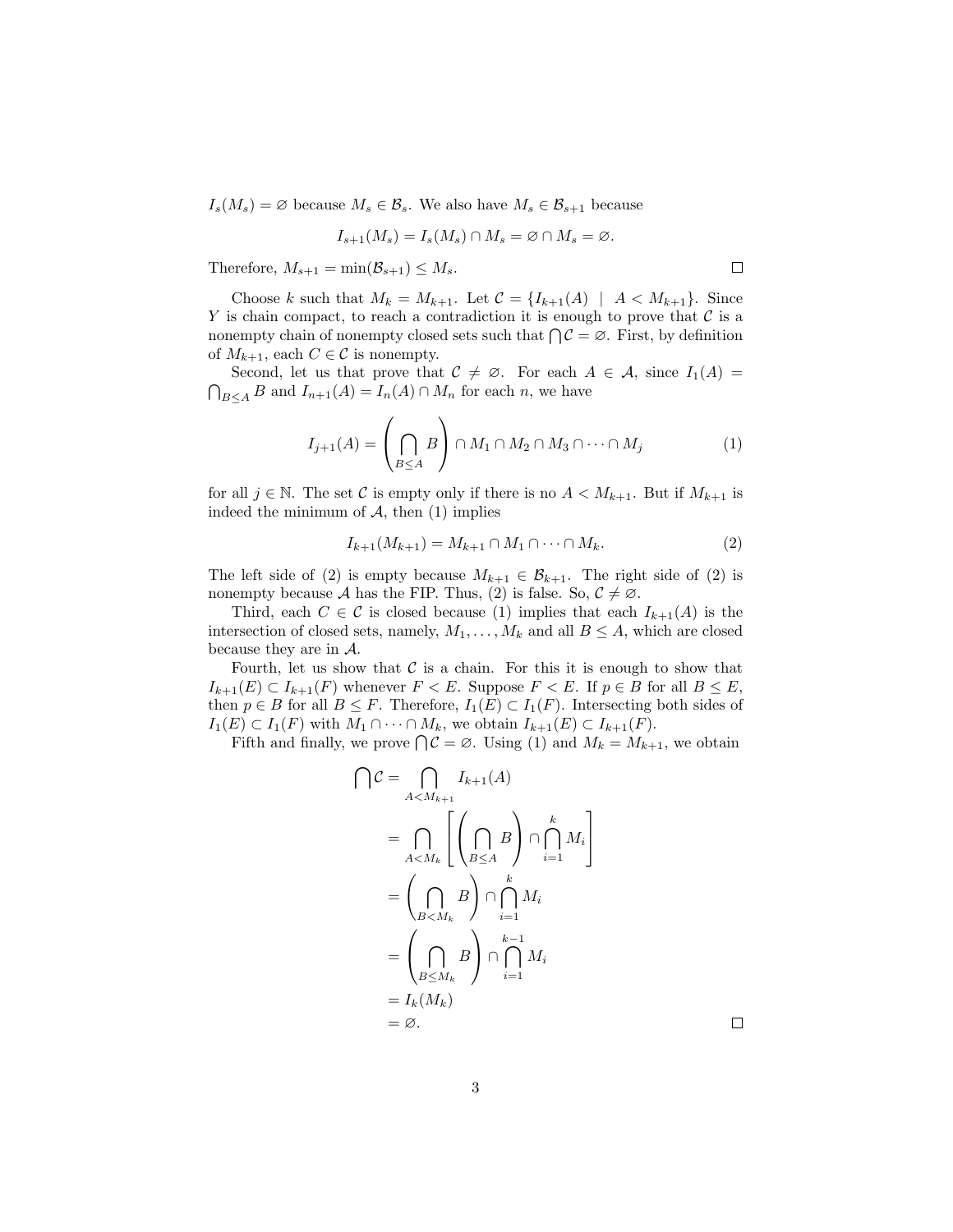$I_s(M_s) = \varnothing$ because $M_s \in \mathcal{B}_s$. We also have $M_s \in \mathcal{B}_{s+1}$ because

$$I_{s+1}(M_s) = I_s(M_s) \cap M_s = \varnothing \cap M_s = \varnothing.$$

Therefore, $M_{s+1} = \min(\mathcal{B}_{s+1}) \leq M_s$. $\square$

Choose $k$ such that $M_k = M_{k+1}$. Let $\mathcal{C} = \{I_{k+1}(A) \mid A < M_{k+1}\}$. Since $Y$ is chain compact, to reach a contradiction it is enough to prove that $\mathcal{C}$ is a nonempty chain of nonempty closed sets such that $\bigcap \mathcal{C} = \varnothing$. First, by definition of $M_{k+1}$, each $C \in \mathcal{C}$ is nonempty.

Second, let us that prove that $\mathcal{C} \neq \varnothing$. For each $A \in \mathcal{A}$, since $I_1(A) = \bigcap_{B \leq A} B$ and $I_{n+1}(A) = I_n(A) \cap M_n$ for each $n$, we have

$$I_{j+1}(A) = \left(\bigcap_{B \leq A} B\right) \cap M_1 \cap M_2 \cap M_3 \cap \cdots \cap M_j \tag{1}$$

for all $j \in \mathbb{N}$. The set $\mathcal{C}$ is empty only if there is no $A < M_{k+1}$. But if $M_{k+1}$ is indeed the minimum of $\mathcal{A}$, then (1) implies

$$I_{k+1}(M_{k+1}) = M_{k+1} \cap M_1 \cap \cdots \cap M_k. \tag{2}$$

The left side of (2) is empty because $M_{k+1} \in \mathcal{B}_{k+1}$. The right side of (2) is nonempty because $\mathcal{A}$ has the FIP. Thus, (2) is false. So, $\mathcal{C} \neq \varnothing$.

Third, each $C \in \mathcal{C}$ is closed because (1) implies that each $I_{k+1}(A)$ is the intersection of closed sets, namely, $M_1, \ldots, M_k$ and all $B \leq A$, which are closed because they are in $\mathcal{A}$.

Fourth, let us show that $\mathcal{C}$ is a chain. For this it is enough to show that $I_{k+1}(E) \subset I_{k+1}(F)$ whenever $F < E$. Suppose $F < E$. If $p \in B$ for all $B \leq E$, then $p \in B$ for all $B \leq F$. Therefore, $I_1(E) \subset I_1(F)$. Intersecting both sides of $I_1(E) \subset I_1(F)$ with $M_1 \cap \cdots \cap M_k$, we obtain $I_{k+1}(E) \subset I_{k+1}(F)$.

Fifth and finally, we prove $\bigcap \mathcal{C} = \varnothing$. Using (1) and $M_k = M_{k+1}$, we obtain

$$\begin{aligned}
\bigcap \mathcal{C} &= \bigcap_{A < M_{k+1}} I_{k+1}(A) \\
&= \bigcap_{A < M_k} \left[\left(\bigcap_{B \leq A} B\right) \cap \bigcap_{i=1}^{k} M_i\right] \\
&= \left(\bigcap_{B < M_k} B\right) \cap \bigcap_{i=1}^{k} M_i \\
&= \left(\bigcap_{B \leq M_k} B\right) \cap \bigcap_{i=1}^{k-1} M_i \\
&= I_k(M_k) \\
&= \varnothing.
\end{aligned}$$

$\square$